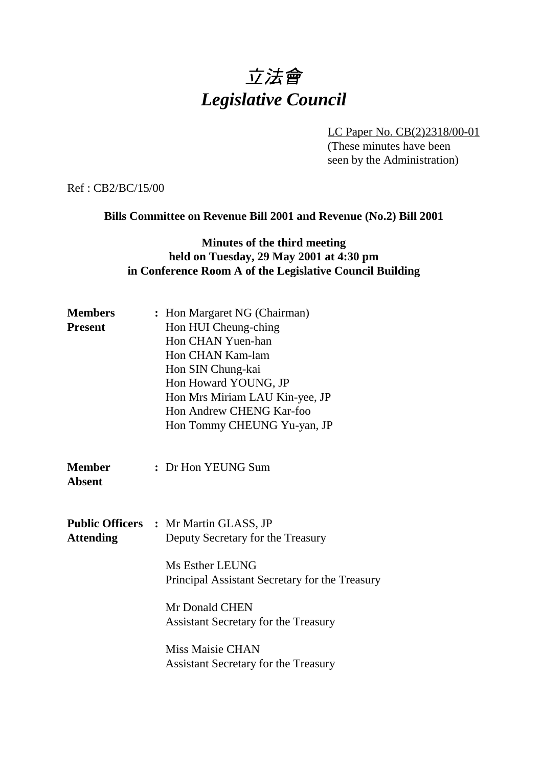# 立法會
# *Legislative Council*

LC Paper No. CB(2)2318/00-01
(These minutes have been seen by the Administration)

Ref : CB2/BC/15/00

**Bills Committee on Revenue Bill 2001 and Revenue (No.2) Bill 2001**

**Minutes of the third meeting**
**held on Tuesday, 29 May 2001 at 4:30 pm**
**in Conference Room A of the Legislative Council Building**

| | | |
|---|---|---|
| **Members Present** | : | Hon Margaret NG (Chairman)<br>Hon HUI Cheung-ching<br>Hon CHAN Yuen-han<br>Hon CHAN Kam-lam<br>Hon SIN Chung-kai<br>Hon Howard YOUNG, JP<br>Hon Mrs Miriam LAU Kin-yee, JP<br>Hon Andrew CHENG Kar-foo<br>Hon Tommy CHEUNG Yu-yan, JP |
| **Member Absent** | : | Dr Hon YEUNG Sum |
| **Public Officers Attending** | : | Mr Martin GLASS, JP<br>Deputy Secretary for the Treasury<br><br>Ms Esther LEUNG<br>Principal Assistant Secretary for the Treasury<br><br>Mr Donald CHEN<br>Assistant Secretary for the Treasury<br><br>Miss Maisie CHAN<br>Assistant Secretary for the Treasury |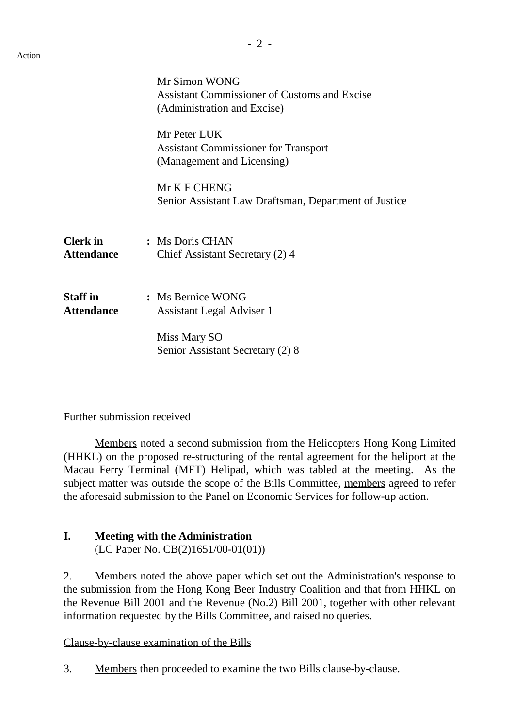Action

Mr Simon WONG
Assistant Commissioner of Customs and Excise
(Administration and Excise)

Mr Peter LUK
Assistant Commissioner for Transport
(Management and Licensing)

Mr K F CHENG
Senior Assistant Law Draftsman, Department of Justice

**Clerk in Attendance** : Ms Doris CHAN
Chief Assistant Secretary (2) 4

**Staff in Attendance** : Ms Bernice WONG
Assistant Legal Adviser 1

Miss Mary SO
Senior Assistant Secretary (2) 8

---

Further submission received

Members noted a second submission from the Helicopters Hong Kong Limited (HHKL) on the proposed re-structuring of the rental agreement for the heliport at the Macau Ferry Terminal (MFT) Helipad, which was tabled at the meeting. As the subject matter was outside the scope of the Bills Committee, members agreed to refer the aforesaid submission to the Panel on Economic Services for follow-up action.

**I. Meeting with the Administration**
(LC Paper No. CB(2)1651/00-01(01))

2. Members noted the above paper which set out the Administration's response to the submission from the Hong Kong Beer Industry Coalition and that from HHKL on the Revenue Bill 2001 and the Revenue (No.2) Bill 2001, together with other relevant information requested by the Bills Committee, and raised no queries.

Clause-by-clause examination of the Bills

3. Members then proceeded to examine the two Bills clause-by-clause.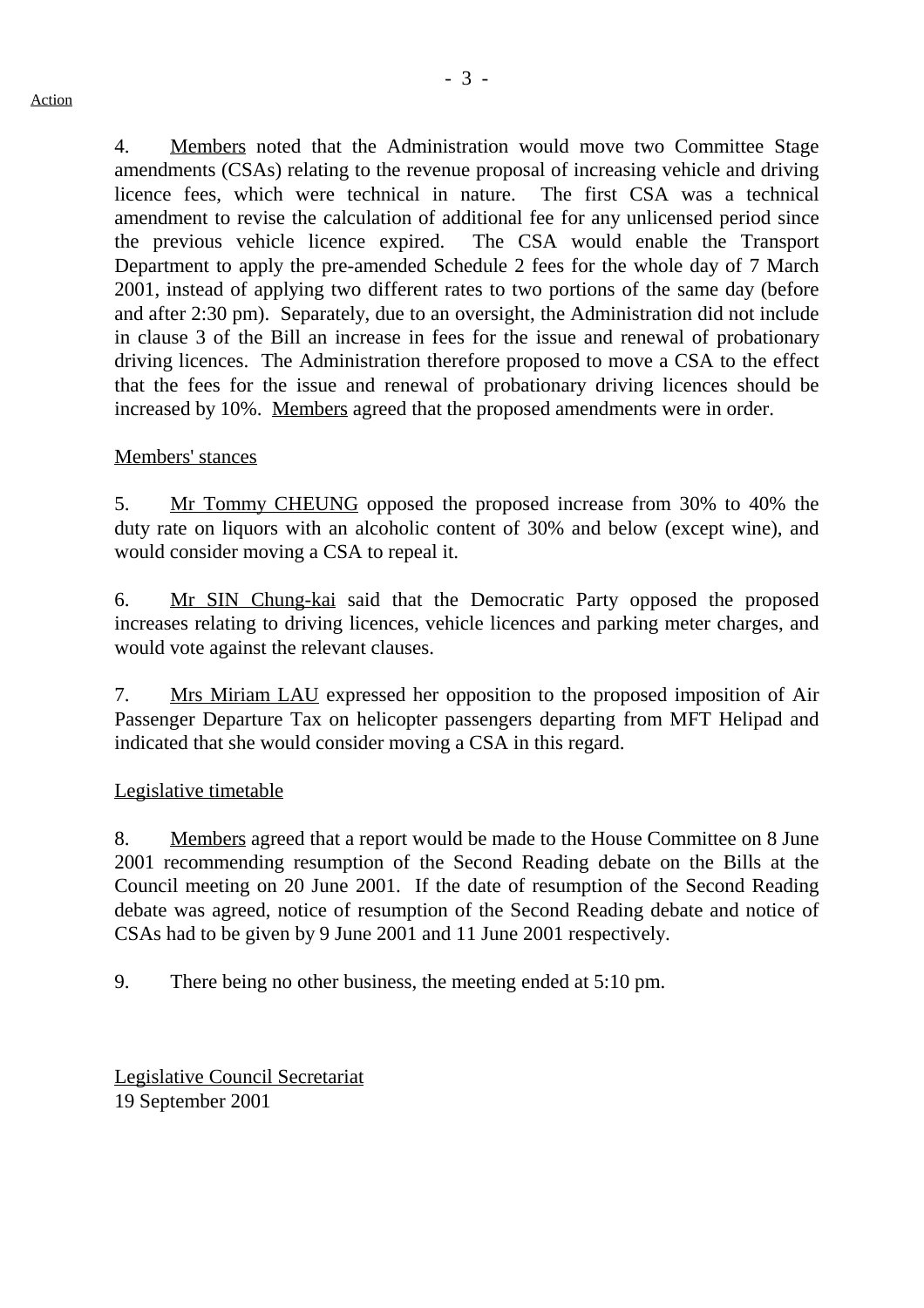Action

4. Members noted that the Administration would move two Committee Stage amendments (CSAs) relating to the revenue proposal of increasing vehicle and driving licence fees, which were technical in nature. The first CSA was a technical amendment to revise the calculation of additional fee for any unlicensed period since the previous vehicle licence expired. The CSA would enable the Transport Department to apply the pre-amended Schedule 2 fees for the whole day of 7 March 2001, instead of applying two different rates to two portions of the same day (before and after 2:30 pm). Separately, due to an oversight, the Administration did not include in clause 3 of the Bill an increase in fees for the issue and renewal of probationary driving licences. The Administration therefore proposed to move a CSA to the effect that the fees for the issue and renewal of probationary driving licences should be increased by 10%. Members agreed that the proposed amendments were in order.

Members' stances

5. Mr Tommy CHEUNG opposed the proposed increase from 30% to 40% the duty rate on liquors with an alcoholic content of 30% and below (except wine), and would consider moving a CSA to repeal it.

6. Mr SIN Chung-kai said that the Democratic Party opposed the proposed increases relating to driving licences, vehicle licences and parking meter charges, and would vote against the relevant clauses.

7. Mrs Miriam LAU expressed her opposition to the proposed imposition of Air Passenger Departure Tax on helicopter passengers departing from MFT Helipad and indicated that she would consider moving a CSA in this regard.

Legislative timetable

8. Members agreed that a report would be made to the House Committee on 8 June 2001 recommending resumption of the Second Reading debate on the Bills at the Council meeting on 20 June 2001. If the date of resumption of the Second Reading debate was agreed, notice of resumption of the Second Reading debate and notice of CSAs had to be given by 9 June 2001 and 11 June 2001 respectively.

9. There being no other business, the meeting ended at 5:10 pm.

Legislative Council Secretariat
19 September 2001